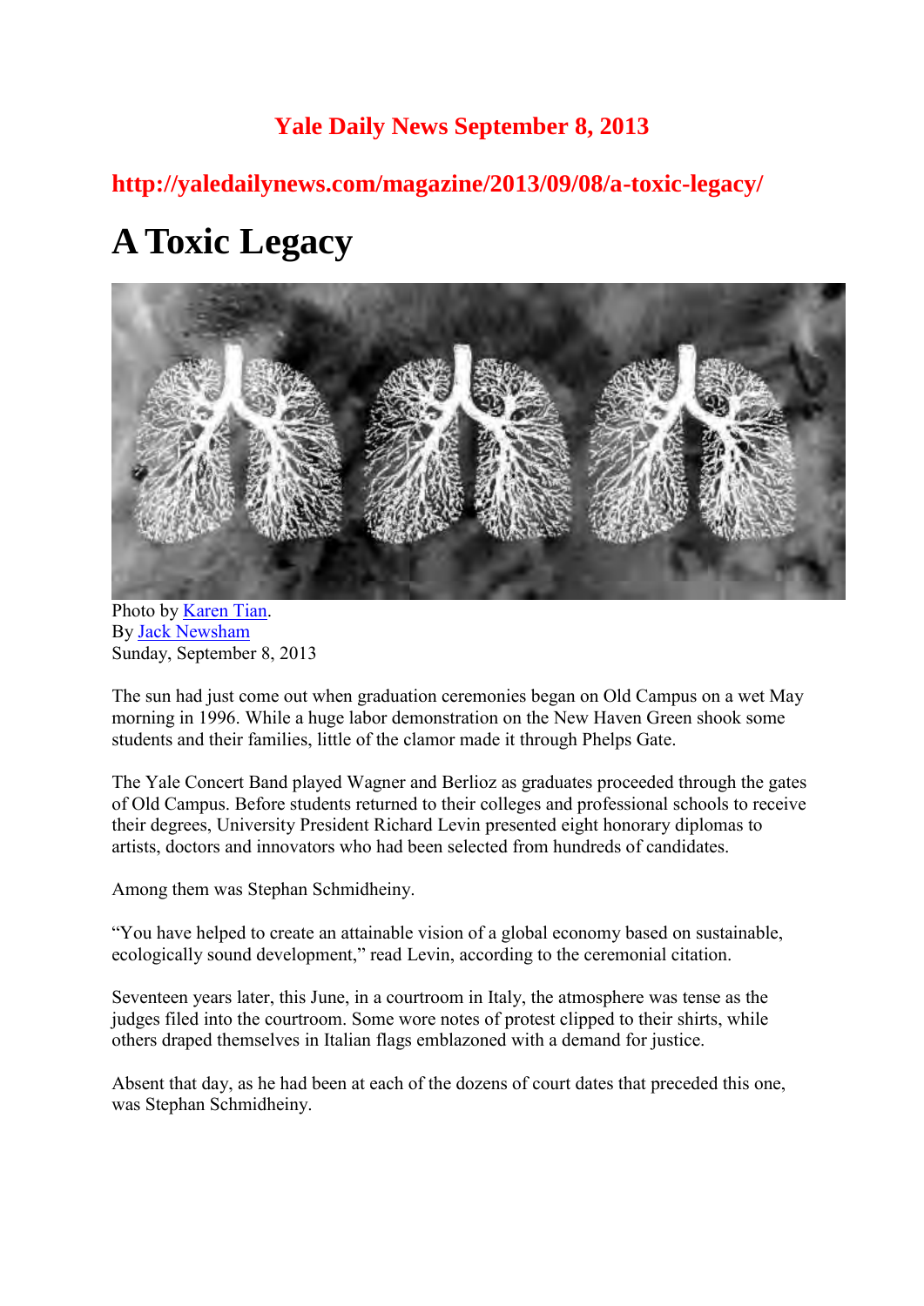**Yale Daily News September 8, 2013**

**http://yaledailynews.com/magazine/2013/09/08/a-toxic-legacy/**

# A Toxic Legacy

Photo by Karen Tian.
By Jack Newsham
Sunday, September 8, 2013

The sun had just come out when graduation ceremonies began on Old Campus on a wet May morning in 1996. While a huge labor demonstration on the New Haven Green shook some students and their families, little of the clamor made it through Phelps Gate.

The Yale Concert Band played Wagner and Berlioz as graduates proceeded through the gates of Old Campus. Before students returned to their colleges and professional schools to receive their degrees, University President Richard Levin presented eight honorary diplomas to artists, doctors and innovators who had been selected from hundreds of candidates.

Among them was Stephan Schmidheiny.

"You have helped to create an attainable vision of a global economy based on sustainable, ecologically sound development," read Levin, according to the ceremonial citation.

Seventeen years later, this June, in a courtroom in Italy, the atmosphere was tense as the judges filed into the courtroom. Some wore notes of protest clipped to their shirts, while others draped themselves in Italian flags emblazoned with a demand for justice.

Absent that day, as he had been at each of the dozens of court dates that preceded this one, was Stephan Schmidheiny.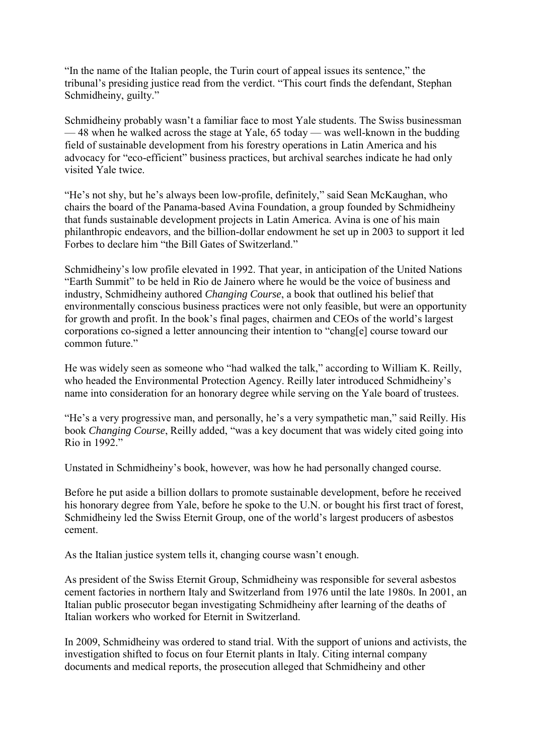"In the name of the Italian people, the Turin court of appeal issues its sentence," the tribunal's presiding justice read from the verdict. "This court finds the defendant, Stephan Schmidheiny, guilty."

Schmidheiny probably wasn't a familiar face to most Yale students. The Swiss businessman — 48 when he walked across the stage at Yale, 65 today — was well-known in the budding field of sustainable development from his forestry operations in Latin America and his advocacy for "eco-efficient" business practices, but archival searches indicate he had only visited Yale twice.

"He's not shy, but he's always been low-profile, definitely," said Sean McKaughan, who chairs the board of the Panama-based Avina Foundation, a group founded by Schmidheiny that funds sustainable development projects in Latin America. Avina is one of his main philanthropic endeavors, and the billion-dollar endowment he set up in 2003 to support it led Forbes to declare him "the Bill Gates of Switzerland."

Schmidheiny's low profile elevated in 1992. That year, in anticipation of the United Nations "Earth Summit" to be held in Rio de Jainero where he would be the voice of business and industry, Schmidheiny authored *Changing Course*, a book that outlined his belief that environmentally conscious business practices were not only feasible, but were an opportunity for growth and profit. In the book's final pages, chairmen and CEOs of the world's largest corporations co-signed a letter announcing their intention to "chang[e] course toward our common future."

He was widely seen as someone who "had walked the talk," according to William K. Reilly, who headed the Environmental Protection Agency. Reilly later introduced Schmidheiny's name into consideration for an honorary degree while serving on the Yale board of trustees.

"He's a very progressive man, and personally, he's a very sympathetic man," said Reilly. His book *Changing Course*, Reilly added, "was a key document that was widely cited going into Rio in 1992."

Unstated in Schmidheiny's book, however, was how he had personally changed course.

Before he put aside a billion dollars to promote sustainable development, before he received his honorary degree from Yale, before he spoke to the U.N. or bought his first tract of forest, Schmidheiny led the Swiss Eternit Group, one of the world's largest producers of asbestos cement.

As the Italian justice system tells it, changing course wasn't enough.

As president of the Swiss Eternit Group, Schmidheiny was responsible for several asbestos cement factories in northern Italy and Switzerland from 1976 until the late 1980s. In 2001, an Italian public prosecutor began investigating Schmidheiny after learning of the deaths of Italian workers who worked for Eternit in Switzerland.

In 2009, Schmidheiny was ordered to stand trial. With the support of unions and activists, the investigation shifted to focus on four Eternit plants in Italy. Citing internal company documents and medical reports, the prosecution alleged that Schmidheiny and other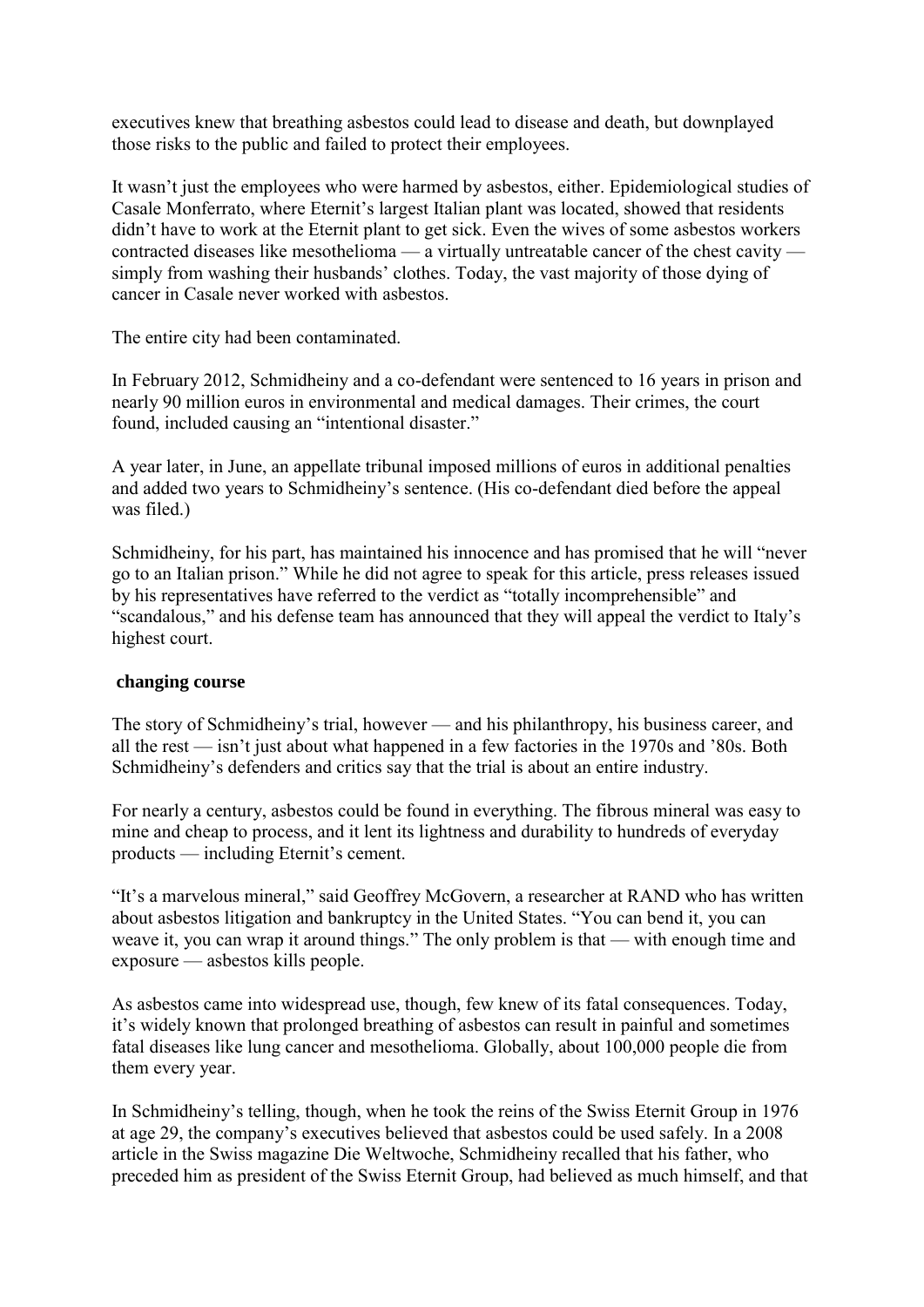executives knew that breathing asbestos could lead to disease and death, but downplayed those risks to the public and failed to protect their employees.

It wasn't just the employees who were harmed by asbestos, either. Epidemiological studies of Casale Monferrato, where Eternit's largest Italian plant was located, showed that residents didn't have to work at the Eternit plant to get sick. Even the wives of some asbestos workers contracted diseases like mesothelioma — a virtually untreatable cancer of the chest cavity — simply from washing their husbands' clothes. Today, the vast majority of those dying of cancer in Casale never worked with asbestos.

The entire city had been contaminated.

In February 2012, Schmidheiny and a co-defendant were sentenced to 16 years in prison and nearly 90 million euros in environmental and medical damages. Their crimes, the court found, included causing an "intentional disaster."

A year later, in June, an appellate tribunal imposed millions of euros in additional penalties and added two years to Schmidheiny's sentence. (His co-defendant died before the appeal was filed.)

Schmidheiny, for his part, has maintained his innocence and has promised that he will "never go to an Italian prison." While he did not agree to speak for this article, press releases issued by his representatives have referred to the verdict as "totally incomprehensible" and "scandalous," and his defense team has announced that they will appeal the verdict to Italy's highest court.

## changing course

The story of Schmidheiny's trial, however — and his philanthropy, his business career, and all the rest — isn't just about what happened in a few factories in the 1970s and '80s. Both Schmidheiny's defenders and critics say that the trial is about an entire industry.

For nearly a century, asbestos could be found in everything. The fibrous mineral was easy to mine and cheap to process, and it lent its lightness and durability to hundreds of everyday products — including Eternit's cement.

"It's a marvelous mineral," said Geoffrey McGovern, a researcher at RAND who has written about asbestos litigation and bankruptcy in the United States. "You can bend it, you can weave it, you can wrap it around things." The only problem is that — with enough time and exposure — asbestos kills people.

As asbestos came into widespread use, though, few knew of its fatal consequences. Today, it's widely known that prolonged breathing of asbestos can result in painful and sometimes fatal diseases like lung cancer and mesothelioma. Globally, about 100,000 people die from them every year.

In Schmidheiny's telling, though, when he took the reins of the Swiss Eternit Group in 1976 at age 29, the company's executives believed that asbestos could be used safely. In a 2008 article in the Swiss magazine Die Weltwoche, Schmidheiny recalled that his father, who preceded him as president of the Swiss Eternit Group, had believed as much himself, and that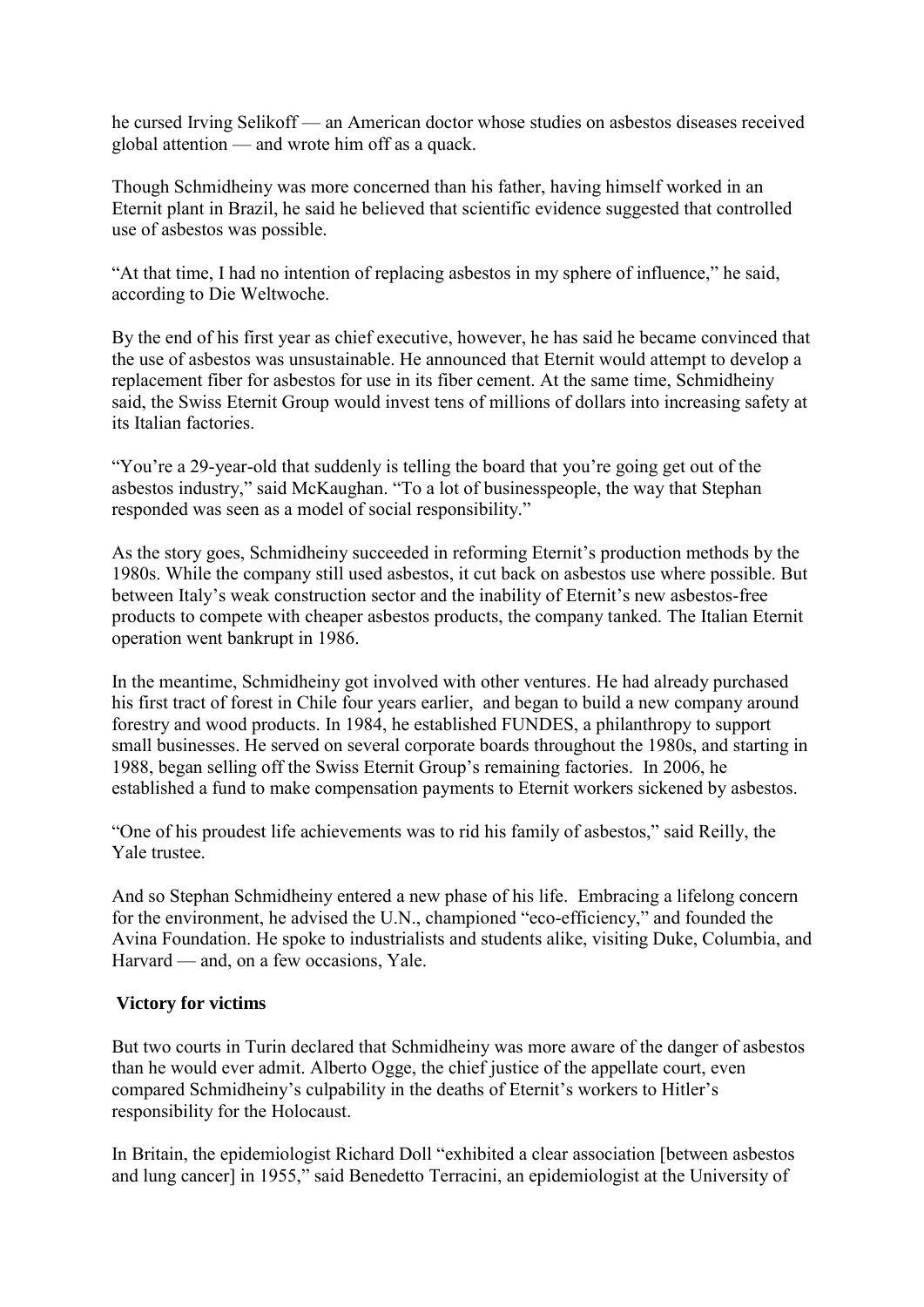he cursed Irving Selikoff — an American doctor whose studies on asbestos diseases received global attention — and wrote him off as a quack.

Though Schmidheiny was more concerned than his father, having himself worked in an Eternit plant in Brazil, he said he believed that scientific evidence suggested that controlled use of asbestos was possible.

"At that time, I had no intention of replacing asbestos in my sphere of influence," he said, according to Die Weltwoche.

By the end of his first year as chief executive, however, he has said he became convinced that the use of asbestos was unsustainable. He announced that Eternit would attempt to develop a replacement fiber for asbestos for use in its fiber cement. At the same time, Schmidheiny said, the Swiss Eternit Group would invest tens of millions of dollars into increasing safety at its Italian factories.

"You're a 29-year-old that suddenly is telling the board that you're going get out of the asbestos industry," said McKaughan. "To a lot of businesspeople, the way that Stephan responded was seen as a model of social responsibility."

As the story goes, Schmidheiny succeeded in reforming Eternit's production methods by the 1980s. While the company still used asbestos, it cut back on asbestos use where possible. But between Italy's weak construction sector and the inability of Eternit's new asbestos-free products to compete with cheaper asbestos products, the company tanked. The Italian Eternit operation went bankrupt in 1986.

In the meantime, Schmidheiny got involved with other ventures. He had already purchased his first tract of forest in Chile four years earlier, and began to build a new company around forestry and wood products. In 1984, he established FUNDES, a philanthropy to support small businesses. He served on several corporate boards throughout the 1980s, and starting in 1988, began selling off the Swiss Eternit Group's remaining factories. In 2006, he established a fund to make compensation payments to Eternit workers sickened by asbestos.

"One of his proudest life achievements was to rid his family of asbestos," said Reilly, the Yale trustee.

And so Stephan Schmidheiny entered a new phase of his life. Embracing a lifelong concern for the environment, he advised the U.N., championed "eco-efficiency," and founded the Avina Foundation. He spoke to industrialists and students alike, visiting Duke, Columbia, and Harvard — and, on a few occasions, Yale.

**Victory for victims**

But two courts in Turin declared that Schmidheiny was more aware of the danger of asbestos than he would ever admit. Alberto Ogge, the chief justice of the appellate court, even compared Schmidheiny's culpability in the deaths of Eternit's workers to Hitler's responsibility for the Holocaust.

In Britain, the epidemiologist Richard Doll "exhibited a clear association [between asbestos and lung cancer] in 1955," said Benedetto Terracini, an epidemiologist at the University of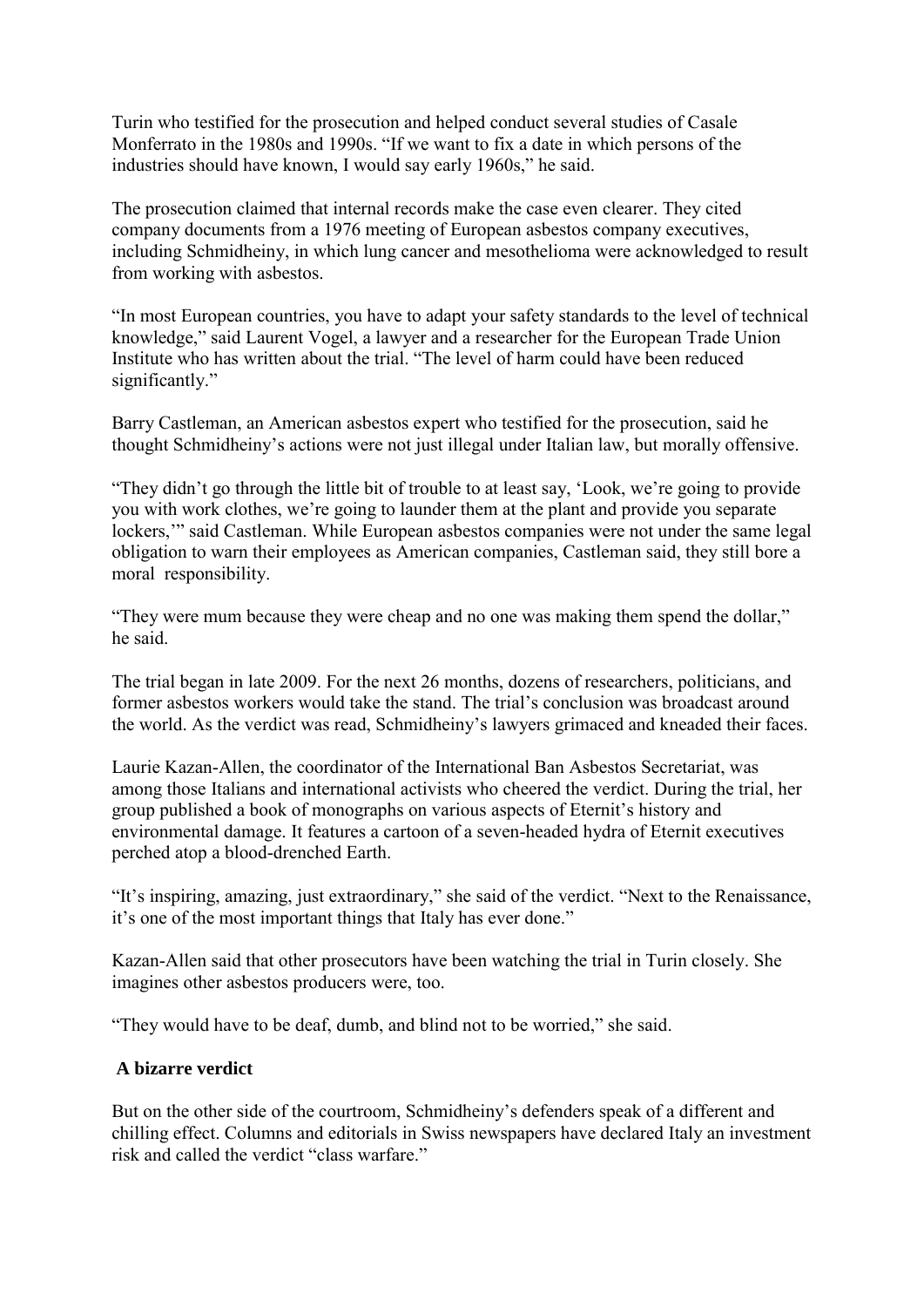Turin who testified for the prosecution and helped conduct several studies of Casale Monferrato in the 1980s and 1990s. "If we want to fix a date in which persons of the industries should have known, I would say early 1960s," he said.

The prosecution claimed that internal records make the case even clearer. They cited company documents from a 1976 meeting of European asbestos company executives, including Schmidheiny, in which lung cancer and mesothelioma were acknowledged to result from working with asbestos.

"In most European countries, you have to adapt your safety standards to the level of technical knowledge," said Laurent Vogel, a lawyer and a researcher for the European Trade Union Institute who has written about the trial. "The level of harm could have been reduced significantly."

Barry Castleman, an American asbestos expert who testified for the prosecution, said he thought Schmidheiny's actions were not just illegal under Italian law, but morally offensive.

"They didn't go through the little bit of trouble to at least say, 'Look, we're going to provide you with work clothes, we're going to launder them at the plant and provide you separate lockers,'" said Castleman. While European asbestos companies were not under the same legal obligation to warn their employees as American companies, Castleman said, they still bore a moral responsibility.

"They were mum because they were cheap and no one was making them spend the dollar," he said.

The trial began in late 2009. For the next 26 months, dozens of researchers, politicians, and former asbestos workers would take the stand. The trial's conclusion was broadcast around the world. As the verdict was read, Schmidheiny's lawyers grimaced and kneaded their faces.

Laurie Kazan-Allen, the coordinator of the International Ban Asbestos Secretariat, was among those Italians and international activists who cheered the verdict. During the trial, her group published a book of monographs on various aspects of Eternit's history and environmental damage. It features a cartoon of a seven-headed hydra of Eternit executives perched atop a blood-drenched Earth.

"It's inspiring, amazing, just extraordinary," she said of the verdict. "Next to the Renaissance, it's one of the most important things that Italy has ever done."

Kazan-Allen said that other prosecutors have been watching the trial in Turin closely. She imagines other asbestos producers were, too.

"They would have to be deaf, dumb, and blind not to be worried," she said.

## A bizarre verdict

But on the other side of the courtroom, Schmidheiny's defenders speak of a different and chilling effect. Columns and editorials in Swiss newspapers have declared Italy an investment risk and called the verdict "class warfare."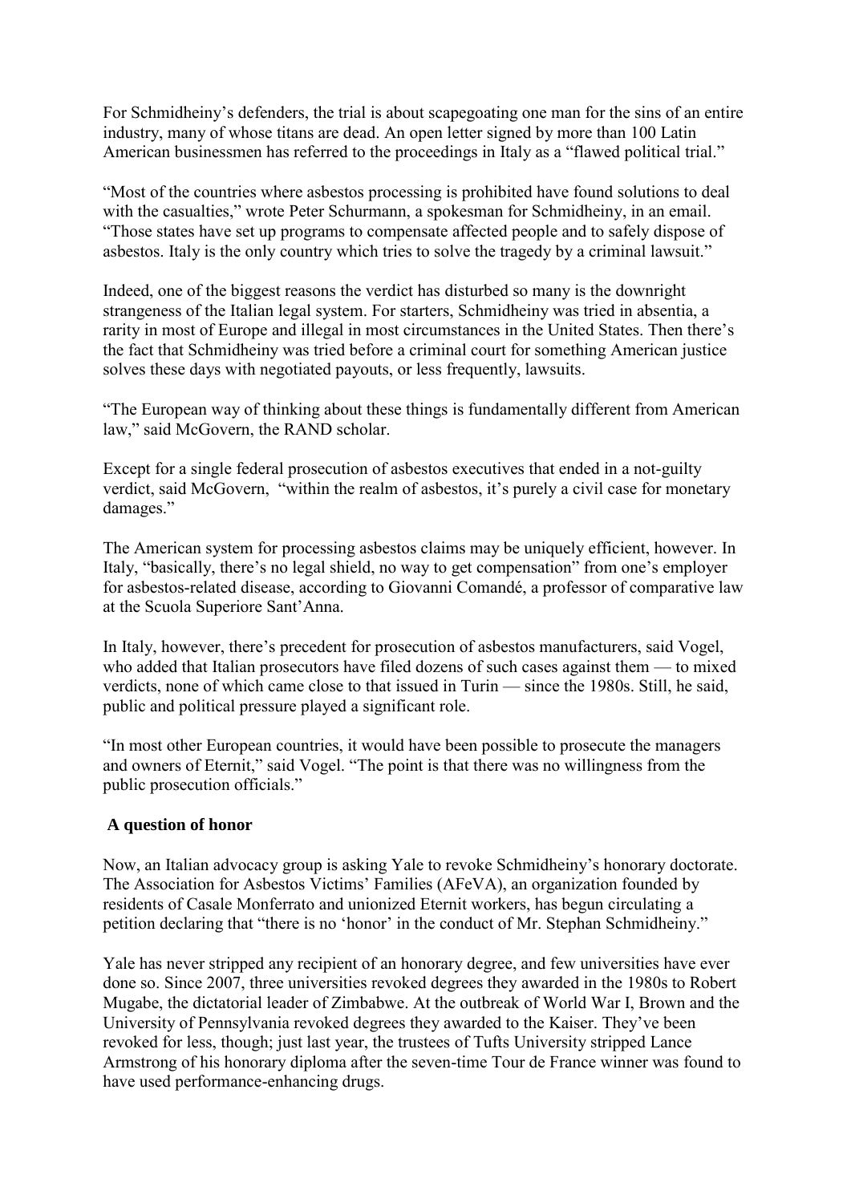For Schmidheiny's defenders, the trial is about scapegoating one man for the sins of an entire industry, many of whose titans are dead. An open letter signed by more than 100 Latin American businessmen has referred to the proceedings in Italy as a "flawed political trial."

"Most of the countries where asbestos processing is prohibited have found solutions to deal with the casualties," wrote Peter Schurmann, a spokesman for Schmidheiny, in an email. "Those states have set up programs to compensate affected people and to safely dispose of asbestos. Italy is the only country which tries to solve the tragedy by a criminal lawsuit."

Indeed, one of the biggest reasons the verdict has disturbed so many is the downright strangeness of the Italian legal system. For starters, Schmidheiny was tried in absentia, a rarity in most of Europe and illegal in most circumstances in the United States. Then there's the fact that Schmidheiny was tried before a criminal court for something American justice solves these days with negotiated payouts, or less frequently, lawsuits.

"The European way of thinking about these things is fundamentally different from American law," said McGovern, the RAND scholar.

Except for a single federal prosecution of asbestos executives that ended in a not-guilty verdict, said McGovern, "within the realm of asbestos, it's purely a civil case for monetary damages."

The American system for processing asbestos claims may be uniquely efficient, however. In Italy, "basically, there's no legal shield, no way to get compensation" from one's employer for asbestos-related disease, according to Giovanni Comandé, a professor of comparative law at the Scuola Superiore Sant'Anna.

In Italy, however, there's precedent for prosecution of asbestos manufacturers, said Vogel, who added that Italian prosecutors have filed dozens of such cases against them — to mixed verdicts, none of which came close to that issued in Turin — since the 1980s. Still, he said, public and political pressure played a significant role.

"In most other European countries, it would have been possible to prosecute the managers and owners of Eternit," said Vogel. "The point is that there was no willingness from the public prosecution officials."

## A question of honor

Now, an Italian advocacy group is asking Yale to revoke Schmidheiny's honorary doctorate. The Association for Asbestos Victims' Families (AFeVA), an organization founded by residents of Casale Monferrato and unionized Eternit workers, has begun circulating a petition declaring that "there is no 'honor' in the conduct of Mr. Stephan Schmidheiny."

Yale has never stripped any recipient of an honorary degree, and few universities have ever done so. Since 2007, three universities revoked degrees they awarded in the 1980s to Robert Mugabe, the dictatorial leader of Zimbabwe. At the outbreak of World War I, Brown and the University of Pennsylvania revoked degrees they awarded to the Kaiser. They've been revoked for less, though; just last year, the trustees of Tufts University stripped Lance Armstrong of his honorary diploma after the seven-time Tour de France winner was found to have used performance-enhancing drugs.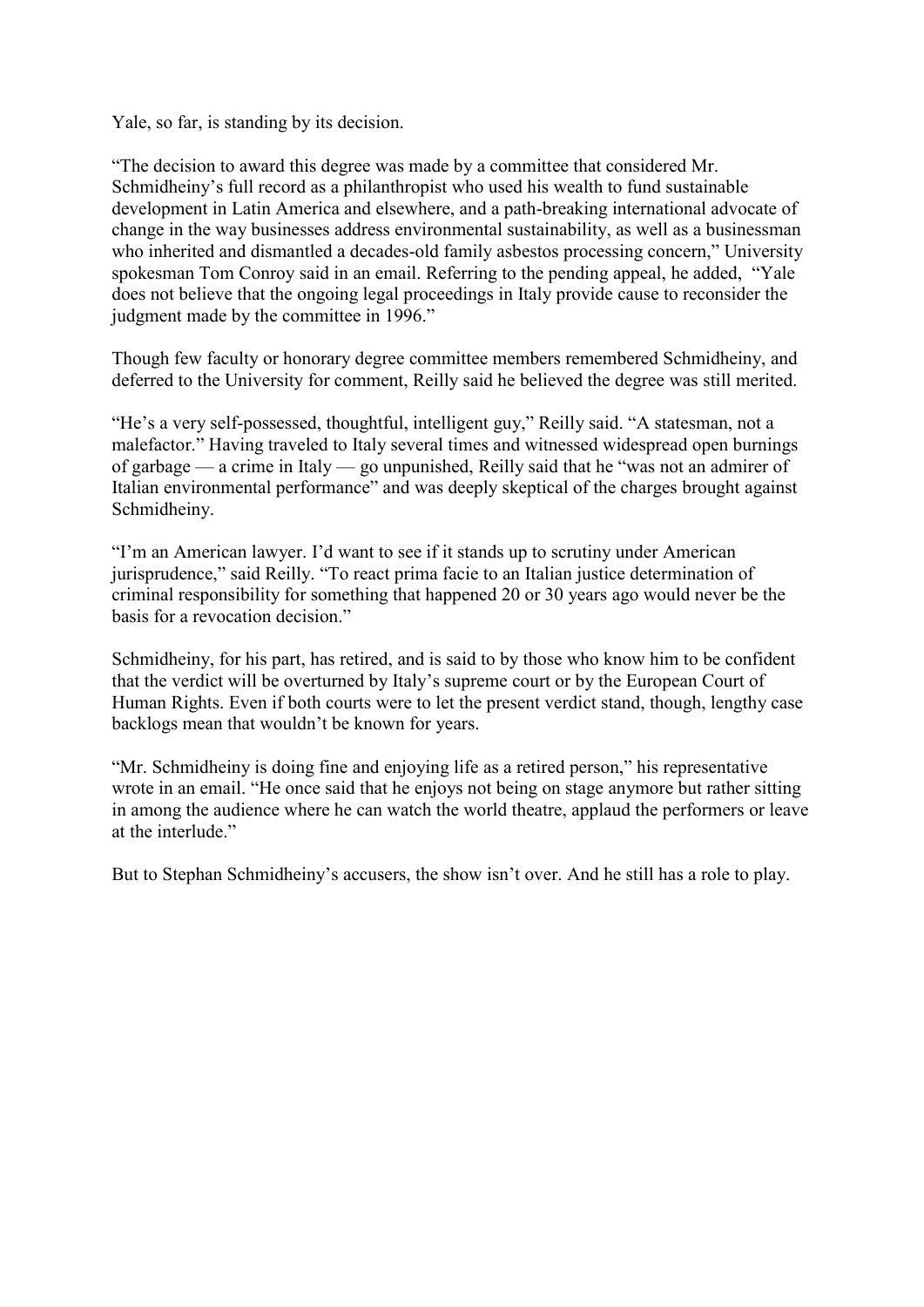Yale, so far, is standing by its decision.

"The decision to award this degree was made by a committee that considered Mr. Schmidheiny's full record as a philanthropist who used his wealth to fund sustainable development in Latin America and elsewhere, and a path-breaking international advocate of change in the way businesses address environmental sustainability, as well as a businessman who inherited and dismantled a decades-old family asbestos processing concern," University spokesman Tom Conroy said in an email. Referring to the pending appeal, he added, "Yale does not believe that the ongoing legal proceedings in Italy provide cause to reconsider the judgment made by the committee in 1996."

Though few faculty or honorary degree committee members remembered Schmidheiny, and deferred to the University for comment, Reilly said he believed the degree was still merited.

"He's a very self-possessed, thoughtful, intelligent guy," Reilly said. "A statesman, not a malefactor." Having traveled to Italy several times and witnessed widespread open burnings of garbage — a crime in Italy — go unpunished, Reilly said that he "was not an admirer of Italian environmental performance" and was deeply skeptical of the charges brought against Schmidheiny.

"I'm an American lawyer. I'd want to see if it stands up to scrutiny under American jurisprudence," said Reilly. "To react prima facie to an Italian justice determination of criminal responsibility for something that happened 20 or 30 years ago would never be the basis for a revocation decision."

Schmidheiny, for his part, has retired, and is said to by those who know him to be confident that the verdict will be overturned by Italy's supreme court or by the European Court of Human Rights. Even if both courts were to let the present verdict stand, though, lengthy case backlogs mean that wouldn't be known for years.

"Mr. Schmidheiny is doing fine and enjoying life as a retired person," his representative wrote in an email. "He once said that he enjoys not being on stage anymore but rather sitting in among the audience where he can watch the world theatre, applaud the performers or leave at the interlude."

But to Stephan Schmidheiny's accusers, the show isn't over. And he still has a role to play.